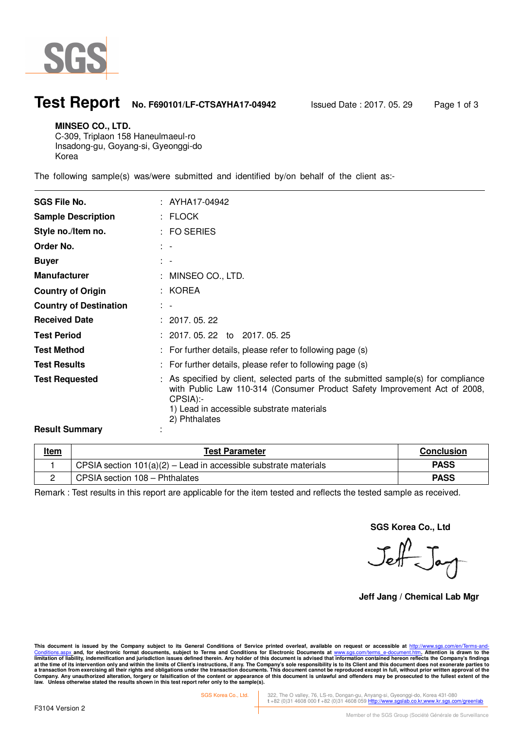SGS

# Test Report

**No. F690101/LF-CTSAYHA17-04942** Issued Date : 2017. 05. 29

**MINSEO CO., LTD.**
C-309, Triplaon 158 Haneulmaeul-ro
Insadong-gu, Goyang-si, Gyeonggi-do
Korea

The following sample(s) was/were submitted and identified by/on behalf of the client as:-

| | | |
|---|---|---|
| **SGS File No.** | : | AYHA17-04942 |
| **Sample Description** | : | FLOCK |
| **Style no./Item no.** | : | FO SERIES |
| **Order No.** | : | - |
| **Buyer** | : | - |
| **Manufacturer** | : | MINSEO CO., LTD. |
| **Country of Origin** | : | KOREA |
| **Country of Destination** | : | - |
| **Received Date** | : | 2017. 05. 22 |
| **Test Period** | : | 2017. 05. 22 to 2017. 05. 25 |
| **Test Method** | : | For further details, please refer to following page (s) |
| **Test Results** | : | For further details, please refer to following page (s) |
| **Test Requested** | : | As specified by client, selected parts of the submitted sample(s) for compliance with Public Law 110-314 (Consumer Product Safety Improvement Act of 2008, CPSIA):-<br>1) Lead in accessible substrate materials<br>2) Phthalates |
| **Result Summary** | : | |

| Item | Test Parameter | Conclusion |
|---|---|---|
| 1 | CPSIA section 101(a)(2) – Lead in accessible substrate materials | **PASS** |
| 2 | CPSIA section 108 – Phthalates | **PASS** |

Remark : Test results in this report are applicable for the item tested and reflects the tested sample as received.

**SGS Korea Co., Ltd**

Jeff Jang

**Jeff Jang / Chemical Lab Mgr**

This document is issued by the Company subject to its General Conditions of Service printed overleaf, available on request or accessible at http://www.sgs.com/en/Terms-and-Conditions.aspx and, for electronic format documents, subject to Terms and Conditions for Electronic Documents at www.sgs.com/terms_e-document.htm. Attention is drawn to the limitation of liability, indemnification and jurisdiction issues defined therein. Any holder of this document is advised that information contained hereon reflects the Company's findings at the time of its intervention only and within the limits of Client's instructions, if any. The Company's sole responsibility is to its Client and this document does not exonerate parties to a transaction from exercising all their rights and obligations under the transaction documents. This document cannot be reproduced except in full, without prior written approval of the Company. Any unauthorized alteration, forgery or falsification of the content or appearance of this document is unlawful and offenders may be prosecuted to the fullest extent of the law. Unless otherwise stated the results shown in this test report refer only to the sample(s).

SGS Korea Co., Ltd. 322, The O valley, 76, LS-ro, Dongan-gu, Anyang-si, Gyeonggi-do, Korea 431-080
t +82 (0)31 4608 000 f +82 (0)31 4608 059 Http://www.sgslab.co.kr,www.kr.sgs.com/greenlab

F3104 Version 2

Member of the SGS Group (Société Générale de Surveillance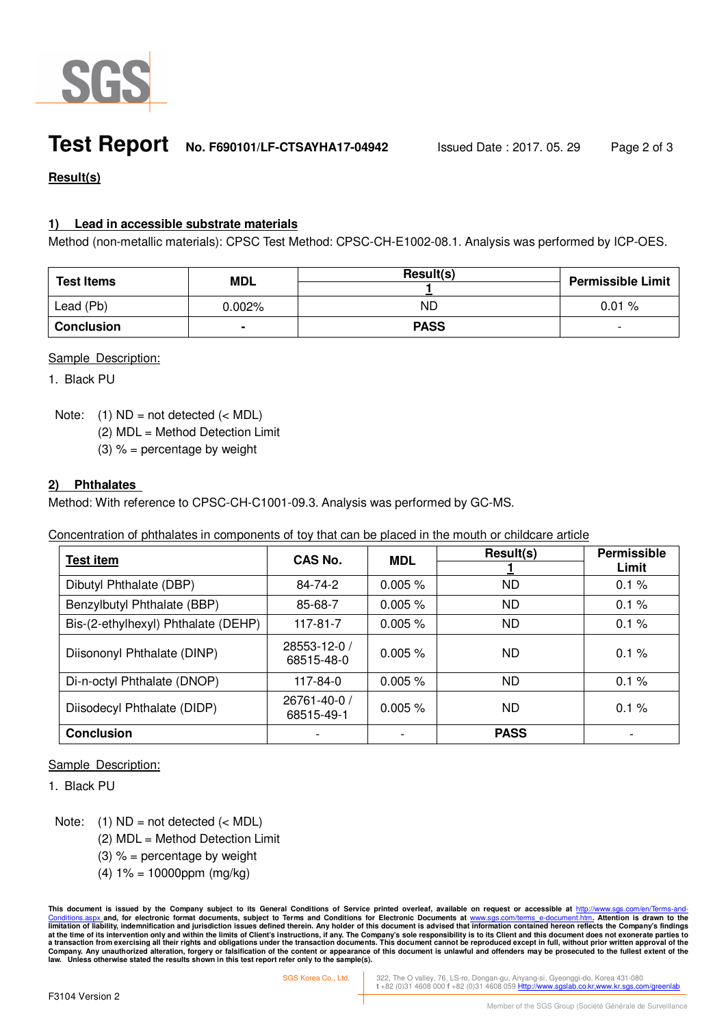# Test Report

**No. F690101/LF-CTSAYHA17-04942** Issued Date : 2017. 05. 29

**Result(s)**

## 1) Lead in accessible substrate materials

Method (non-metallic materials): CPSC Test Method: CPSC-CH-E1002-08.1. Analysis was performed by ICP-OES.

| Test Items | MDL | Result(s) 1 | Permissible Limit |
|---|---|---|---|
| Lead (Pb) | 0.002% | ND | 0.01 % |
| **Conclusion** | - | **PASS** | - |

Sample Description:

1. Black PU

Note: (1) ND = not detected (< MDL)
(2) MDL = Method Detection Limit
(3) % = percentage by weight

## 2) Phthalates

Method: With reference to CPSC-CH-C1001-09.3. Analysis was performed by GC-MS.

Concentration of phthalates in components of toy that can be placed in the mouth or childcare article

| Test item | CAS No. | MDL | Result(s) 1 | Permissible Limit |
|---|---|---|---|---|
| Dibutyl Phthalate (DBP) | 84-74-2 | 0.005 % | ND | 0.1 % |
| Benzylbutyl Phthalate (BBP) | 85-68-7 | 0.005 % | ND | 0.1 % |
| Bis-(2-ethylhexyl) Phthalate (DEHP) | 117-81-7 | 0.005 % | ND | 0.1 % |
| Diisononyl Phthalate (DINP) | 28553-12-0 / 68515-48-0 | 0.005 % | ND | 0.1 % |
| Di-n-octyl Phthalate (DNOP) | 117-84-0 | 0.005 % | ND | 0.1 % |
| Diisodecyl Phthalate (DIDP) | 26761-40-0 / 68515-49-1 | 0.005 % | ND | 0.1 % |
| **Conclusion** | - | - | **PASS** | - |

Sample Description:

1. Black PU

Note: (1) ND = not detected (< MDL)
(2) MDL = Method Detection Limit
(3) % = percentage by weight
(4) 1% = 10000ppm (mg/kg)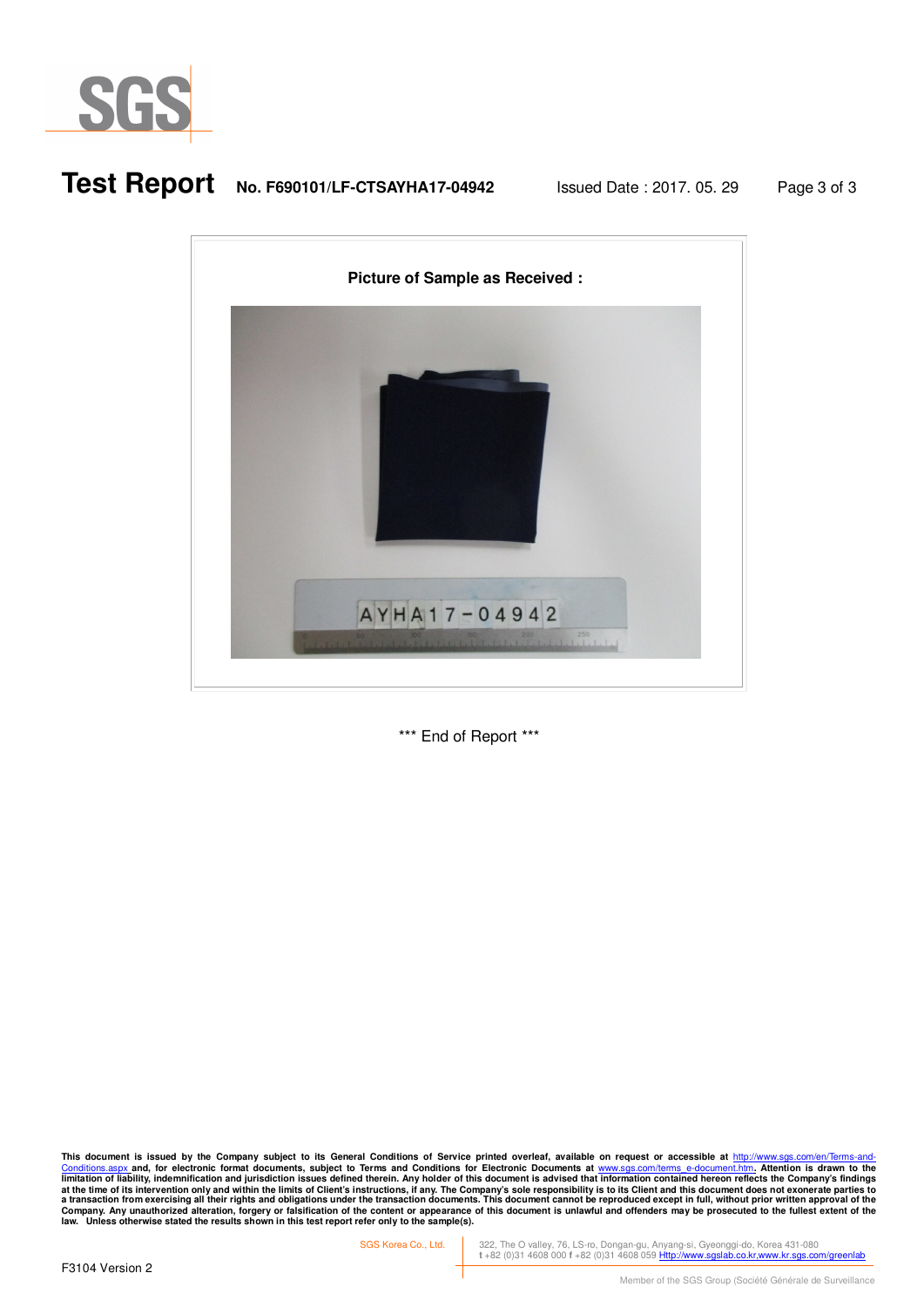# Test Report

**No. F690101/LF-CTSAYHA17-04942** Issued Date : 2017. 05. 29

**Picture of Sample as Received :**

\*\*\* End of Report \*\*\*

**This document is issued by the Company subject to its General Conditions of Service printed overleaf, available on request or accessible at http://www.sgs.com/en/Terms-and-Conditions.aspx and, for electronic format documents, subject to Terms and Conditions for Electronic Documents at www.sgs.com/terms_e-document.htm. Attention is drawn to the limitation of liability, indemnification and jurisdiction issues defined therein. Any holder of this document is advised that information contained hereon reflects the Company's findings at the time of its intervention only and within the limits of Client's instructions, if any. The Company's sole responsibility is to its Client and this document does not exonerate parties to a transaction from exercising all their rights and obligations under the transaction documents. This document cannot be reproduced except in full, without prior written approval of the Company. Any unauthorized alteration, forgery or falsification of the content or appearance of this document is unlawful and offenders may be prosecuted to the fullest extent of the law. Unless otherwise stated the results shown in this test report refer only to the sample(s).**

SGS Korea Co., Ltd. 322, The O valley, 76, LS-ro, Dongan-gu, Anyang-si, Gyeonggi-do, Korea 431-080
t +82 (0)31 4608 000 f +82 (0)31 4608 059 Http://www.sgslab.co.kr,www.kr.sgs.com/greenlab

F3104 Version 2

Member of the SGS Group (Société Générale de Surveillance